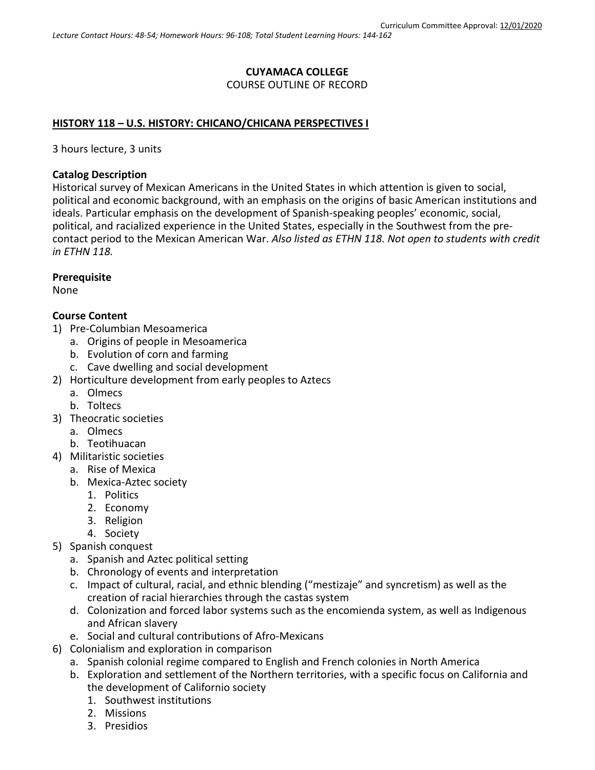Curriculum Committee Approval: 12/01/2020

*Lecture Contact Hours: 48-54; Homework Hours: 96-108; Total Student Learning Hours: 144-162*

**CUYAMACA COLLEGE**

COURSE OUTLINE OF RECORD

## HISTORY 118 – U.S. HISTORY: CHICANO/CHICANA PERSPECTIVES I

3 hours lecture, 3 units

**Catalog Description**

Historical survey of Mexican Americans in the United States in which attention is given to social, political and economic background, with an emphasis on the origins of basic American institutions and ideals. Particular emphasis on the development of Spanish-speaking peoples' economic, social, political, and racialized experience in the United States, especially in the Southwest from the pre-contact period to the Mexican American War. *Also listed as ETHN 118. Not open to students with credit in ETHN 118.*

**Prerequisite**

None

**Course Content**

1) Pre-Columbian Mesoamerica
   a. Origins of people in Mesoamerica
   b. Evolution of corn and farming
   c. Cave dwelling and social development
2) Horticulture development from early peoples to Aztecs
   a. Olmecs
   b. Toltecs
3) Theocratic societies
   a. Olmecs
   b. Teotihuacan
4) Militaristic societies
   a. Rise of Mexica
   b. Mexica-Aztec society
      1. Politics
      2. Economy
      3. Religion
      4. Society
5) Spanish conquest
   a. Spanish and Aztec political setting
   b. Chronology of events and interpretation
   c. Impact of cultural, racial, and ethnic blending ("mestizaje" and syncretism) as well as the creation of racial hierarchies through the castas system
   d. Colonization and forced labor systems such as the encomienda system, as well as Indigenous and African slavery
   e. Social and cultural contributions of Afro-Mexicans
6) Colonialism and exploration in comparison
   a. Spanish colonial regime compared to English and French colonies in North America
   b. Exploration and settlement of the Northern territories, with a specific focus on California and the development of Californio society
      1. Southwest institutions
      2. Missions
      3. Presidios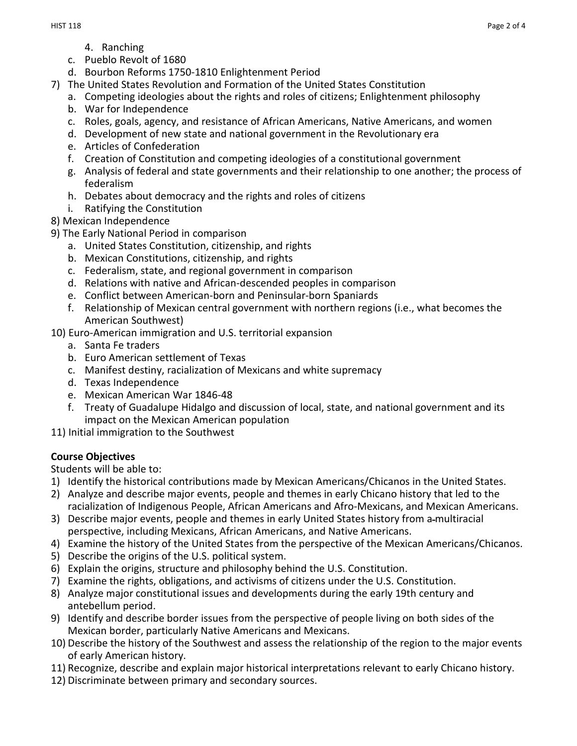4. Ranching

c. Pueblo Revolt of 1680

d. Bourbon Reforms 1750-1810 Enlightenment Period

7) The United States Revolution and Formation of the United States Constitution
    a. Competing ideologies about the rights and roles of citizens; Enlightenment philosophy
    b. War for Independence
    c. Roles, goals, agency, and resistance of African Americans, Native Americans, and women
    d. Development of new state and national government in the Revolutionary era
    e. Articles of Confederation
    f. Creation of Constitution and competing ideologies of a constitutional government
    g. Analysis of federal and state governments and their relationship to one another; the process of federalism
    h. Debates about democracy and the rights and roles of citizens
    i. Ratifying the Constitution
8) Mexican Independence
9) The Early National Period in comparison
    a. United States Constitution, citizenship, and rights
    b. Mexican Constitutions, citizenship, and rights
    c. Federalism, state, and regional government in comparison
    d. Relations with native and African-descended peoples in comparison
    e. Conflict between American-born and Peninsular-born Spaniards
    f. Relationship of Mexican central government with northern regions (i.e., what becomes the American Southwest)
10) Euro-American immigration and U.S. territorial expansion
    a. Santa Fe traders
    b. Euro American settlement of Texas
    c. Manifest destiny, racialization of Mexicans and white supremacy
    d. Texas Independence
    e. Mexican American War 1846-48
    f. Treaty of Guadalupe Hidalgo and discussion of local, state, and national government and its impact on the Mexican American population
11) Initial immigration to the Southwest

**Course Objectives**

Students will be able to:

1) Identify the historical contributions made by Mexican Americans/Chicanos in the United States.
2) Analyze and describe major events, people and themes in early Chicano history that led to the racialization of Indigenous People, African Americans and Afro-Mexicans, and Mexican Americans.
3) Describe major events, people and themes in early United States history from a multiracial perspective, including Mexicans, African Americans, and Native Americans.
4) Examine the history of the United States from the perspective of the Mexican Americans/Chicanos.
5) Describe the origins of the U.S. political system.
6) Explain the origins, structure and philosophy behind the U.S. Constitution.
7) Examine the rights, obligations, and activisms of citizens under the U.S. Constitution.
8) Analyze major constitutional issues and developments during the early 19th century and antebellum period.
9) Identify and describe border issues from the perspective of people living on both sides of the Mexican border, particularly Native Americans and Mexicans.
10) Describe the history of the Southwest and assess the relationship of the region to the major events of early American history.
11) Recognize, describe and explain major historical interpretations relevant to early Chicano history.
12) Discriminate between primary and secondary sources.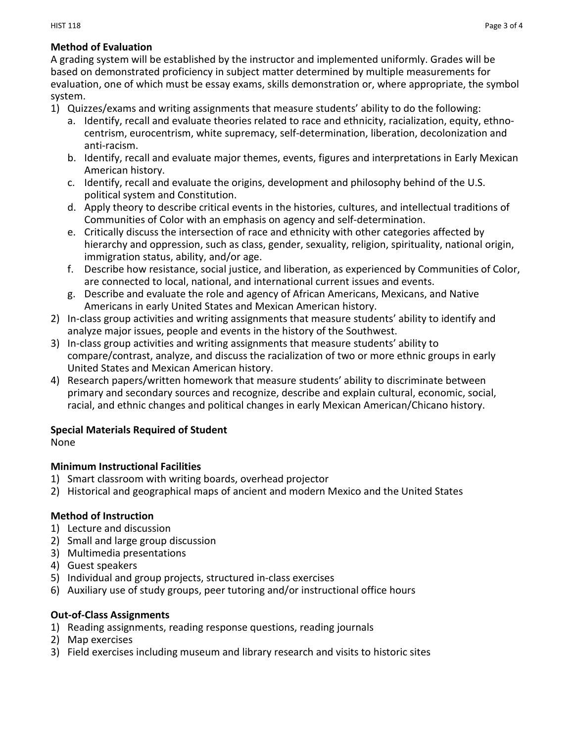**Method of Evaluation**

A grading system will be established by the instructor and implemented uniformly. Grades will be based on demonstrated proficiency in subject matter determined by multiple measurements for evaluation, one of which must be essay exams, skills demonstration or, where appropriate, the symbol system.

1) Quizzes/exams and writing assignments that measure students' ability to do the following:
   a. Identify, recall and evaluate theories related to race and ethnicity, racialization, equity, ethno-centrism, eurocentrism, white supremacy, self-determination, liberation, decolonization and anti-racism.
   b. Identify, recall and evaluate major themes, events, figures and interpretations in Early Mexican American history.
   c. Identify, recall and evaluate the origins, development and philosophy behind of the U.S. political system and Constitution.
   d. Apply theory to describe critical events in the histories, cultures, and intellectual traditions of Communities of Color with an emphasis on agency and self-determination.
   e. Critically discuss the intersection of race and ethnicity with other categories affected by hierarchy and oppression, such as class, gender, sexuality, religion, spirituality, national origin, immigration status, ability, and/or age.
   f. Describe how resistance, social justice, and liberation, as experienced by Communities of Color, are connected to local, national, and international current issues and events.
   g. Describe and evaluate the role and agency of African Americans, Mexicans, and Native Americans in early United States and Mexican American history.
2) In-class group activities and writing assignments that measure students' ability to identify and analyze major issues, people and events in the history of the Southwest.
3) In-class group activities and writing assignments that measure students' ability to compare/contrast, analyze, and discuss the racialization of two or more ethnic groups in early United States and Mexican American history.
4) Research papers/written homework that measure students' ability to discriminate between primary and secondary sources and recognize, describe and explain cultural, economic, social, racial, and ethnic changes and political changes in early Mexican American/Chicano history.

**Special Materials Required of Student**

None

**Minimum Instructional Facilities**

1) Smart classroom with writing boards, overhead projector
2) Historical and geographical maps of ancient and modern Mexico and the United States

**Method of Instruction**

1) Lecture and discussion
2) Small and large group discussion
3) Multimedia presentations
4) Guest speakers
5) Individual and group projects, structured in-class exercises
6) Auxiliary use of study groups, peer tutoring and/or instructional office hours

**Out-of-Class Assignments**

1) Reading assignments, reading response questions, reading journals
2) Map exercises
3) Field exercises including museum and library research and visits to historic sites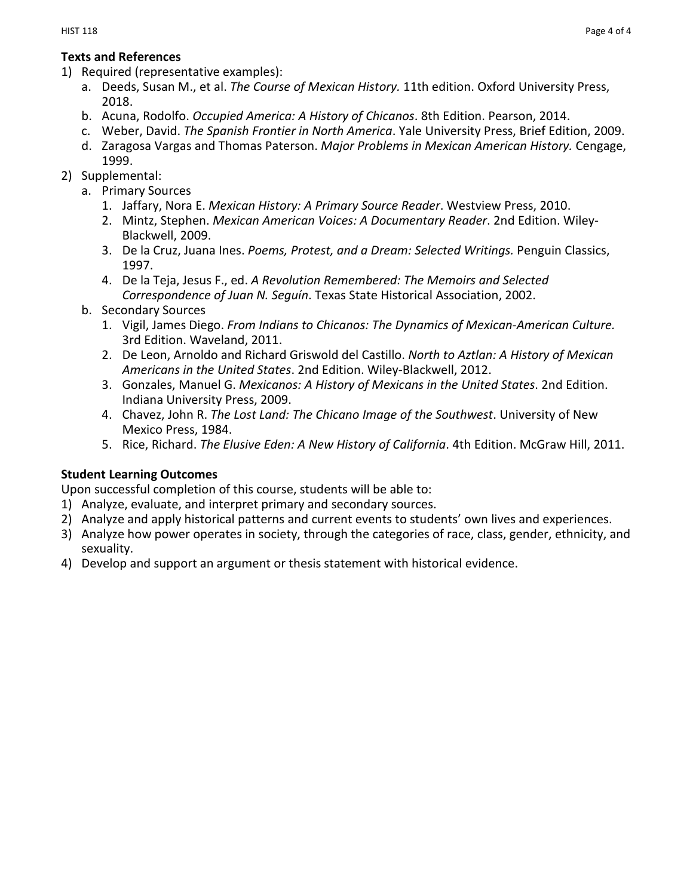**Texts and References**

1) Required (representative examples):
   a. Deeds, Susan M., et al. *The Course of Mexican History.* 11th edition. Oxford University Press, 2018.
   b. Acuna, Rodolfo. *Occupied America: A History of Chicanos*. 8th Edition. Pearson, 2014.
   c. Weber, David. *The Spanish Frontier in North America*. Yale University Press, Brief Edition, 2009.
   d. Zaragosa Vargas and Thomas Paterson. *Major Problems in Mexican American History.* Cengage, 1999.
2) Supplemental:
   a. Primary Sources
      1. Jaffary, Nora E. *Mexican History: A Primary Source Reader*. Westview Press, 2010.
      2. Mintz, Stephen. *Mexican American Voices: A Documentary Reader*. 2nd Edition. Wiley-Blackwell, 2009.
      3. De la Cruz, Juana Ines. *Poems, Protest, and a Dream: Selected Writings.* Penguin Classics, 1997.
      4. De la Teja, Jesus F., ed. *A Revolution Remembered: The Memoirs and Selected Correspondence of Juan N. Seguín*. Texas State Historical Association, 2002.
   b. Secondary Sources
      1. Vigil, James Diego. *From Indians to Chicanos: The Dynamics of Mexican-American Culture.* 3rd Edition. Waveland, 2011.
      2. De Leon, Arnoldo and Richard Griswold del Castillo. *North to Aztlan: A History of Mexican Americans in the United States*. 2nd Edition. Wiley-Blackwell, 2012.
      3. Gonzales, Manuel G. *Mexicanos: A History of Mexicans in the United States*. 2nd Edition. Indiana University Press, 2009.
      4. Chavez, John R. *The Lost Land: The Chicano Image of the Southwest*. University of New Mexico Press, 1984.
      5. Rice, Richard. *The Elusive Eden: A New History of California*. 4th Edition. McGraw Hill, 2011.

**Student Learning Outcomes**

Upon successful completion of this course, students will be able to:

1) Analyze, evaluate, and interpret primary and secondary sources.
2) Analyze and apply historical patterns and current events to students' own lives and experiences.
3) Analyze how power operates in society, through the categories of race, class, gender, ethnicity, and sexuality.
4) Develop and support an argument or thesis statement with historical evidence.